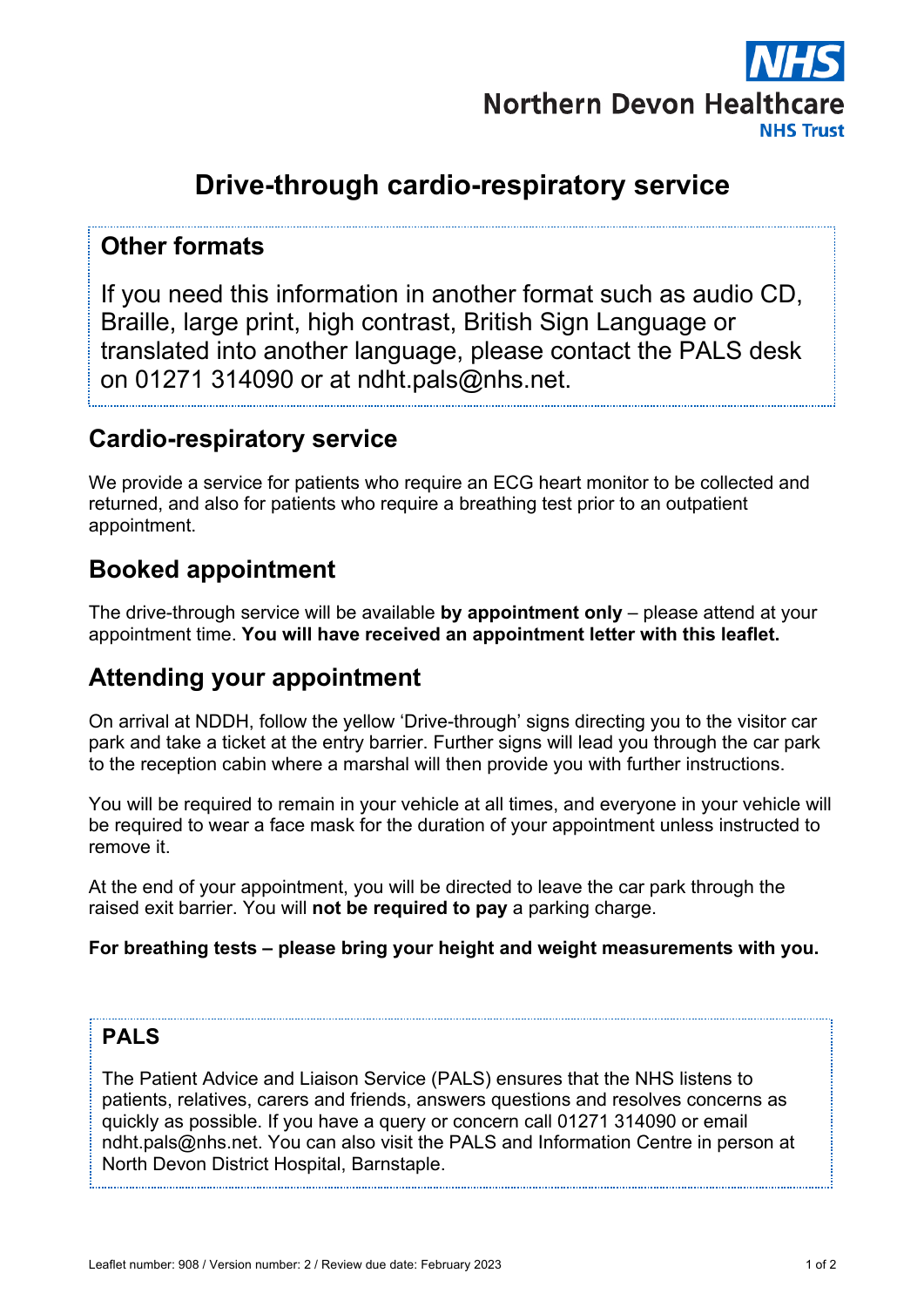NHS

Northern Devon Healthcare
NHS Trust

# Drive-through cardio-respiratory service

## Other formats

If you need this information in another format such as audio CD, Braille, large print, high contrast, British Sign Language or translated into another language, please contact the PALS desk on 01271 314090 or at ndht.pals@nhs.net.

## Cardio-respiratory service

We provide a service for patients who require an ECG heart monitor to be collected and returned, and also for patients who require a breathing test prior to an outpatient appointment.

## Booked appointment

The drive-through service will be available **by appointment only** – please attend at your appointment time. **You will have received an appointment letter with this leaflet.**

## Attending your appointment

On arrival at NDDH, follow the yellow 'Drive-through' signs directing you to the visitor car park and take a ticket at the entry barrier. Further signs will lead you through the car park to the reception cabin where a marshal will then provide you with further instructions.

You will be required to remain in your vehicle at all times, and everyone in your vehicle will be required to wear a face mask for the duration of your appointment unless instructed to remove it.

At the end of your appointment, you will be directed to leave the car park through the raised exit barrier. You will **not be required to pay** a parking charge.

**For breathing tests – please bring your height and weight measurements with you.**

## PALS

The Patient Advice and Liaison Service (PALS) ensures that the NHS listens to patients, relatives, carers and friends, answers questions and resolves concerns as quickly as possible. If you have a query or concern call 01271 314090 or email ndht.pals@nhs.net. You can also visit the PALS and Information Centre in person at North Devon District Hospital, Barnstaple.

Leaflet number: 908 / Version number: 2 / Review due date: February 2023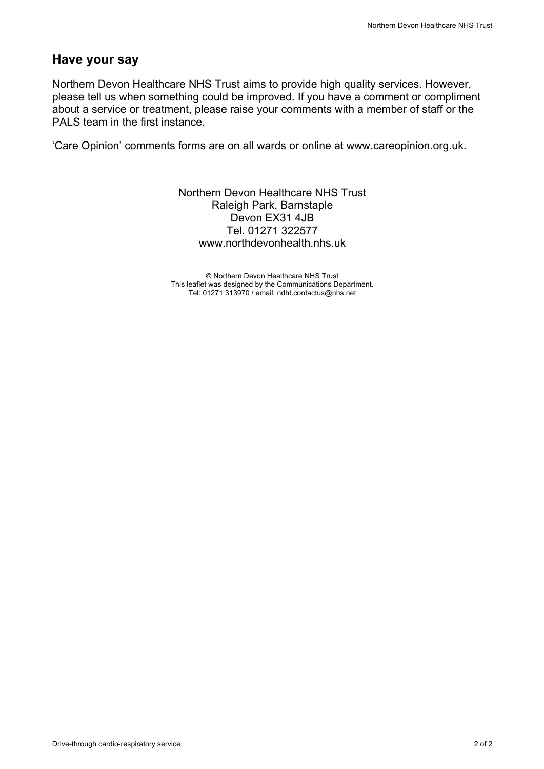## Have your say

Northern Devon Healthcare NHS Trust aims to provide high quality services. However, please tell us when something could be improved. If you have a comment or compliment about a service or treatment, please raise your comments with a member of staff or the PALS team in the first instance.

'Care Opinion' comments forms are on all wards or online at www.careopinion.org.uk.

Northern Devon Healthcare NHS Trust
Raleigh Park, Barnstaple
Devon EX31 4JB
Tel. 01271 322577
www.northdevonhealth.nhs.uk

© Northern Devon Healthcare NHS Trust
This leaflet was designed by the Communications Department.
Tel: 01271 313970 / email: ndht.contactus@nhs.net